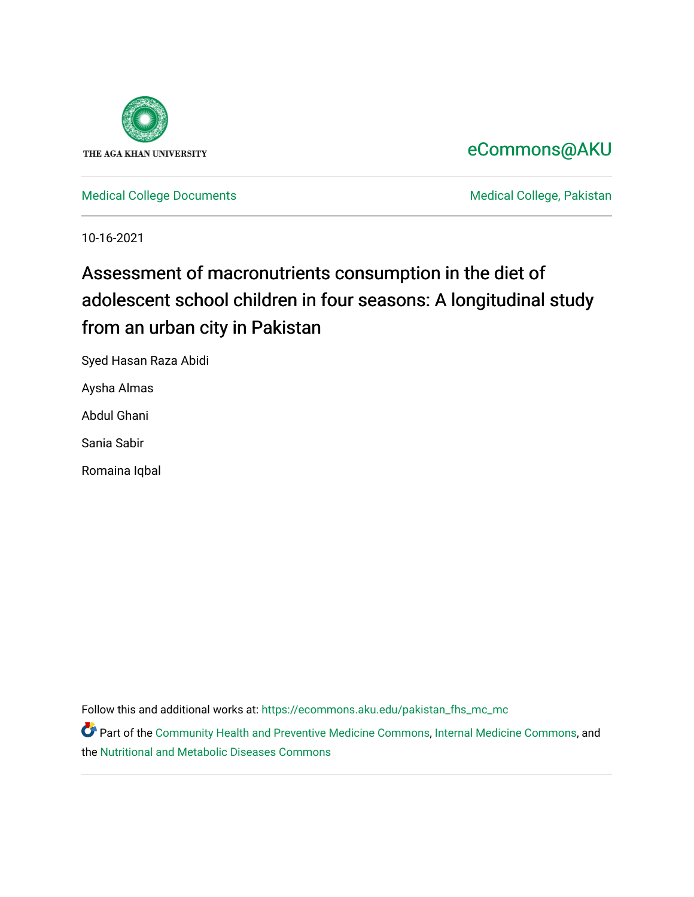THE AGA KHAN UNIVERSITY

eCommons@AKU

Medical College Documents

Medical College, Pakistan

10-16-2021

# Assessment of macronutrients consumption in the diet of adolescent school children in four seasons: A longitudinal study from an urban city in Pakistan

Syed Hasan Raza Abidi

Aysha Almas

Abdul Ghani

Sania Sabir

Romaina Iqbal

Follow this and additional works at: https://ecommons.aku.edu/pakistan_fhs_mc_mc

Part of the Community Health and Preventive Medicine Commons, Internal Medicine Commons, and the Nutritional and Metabolic Diseases Commons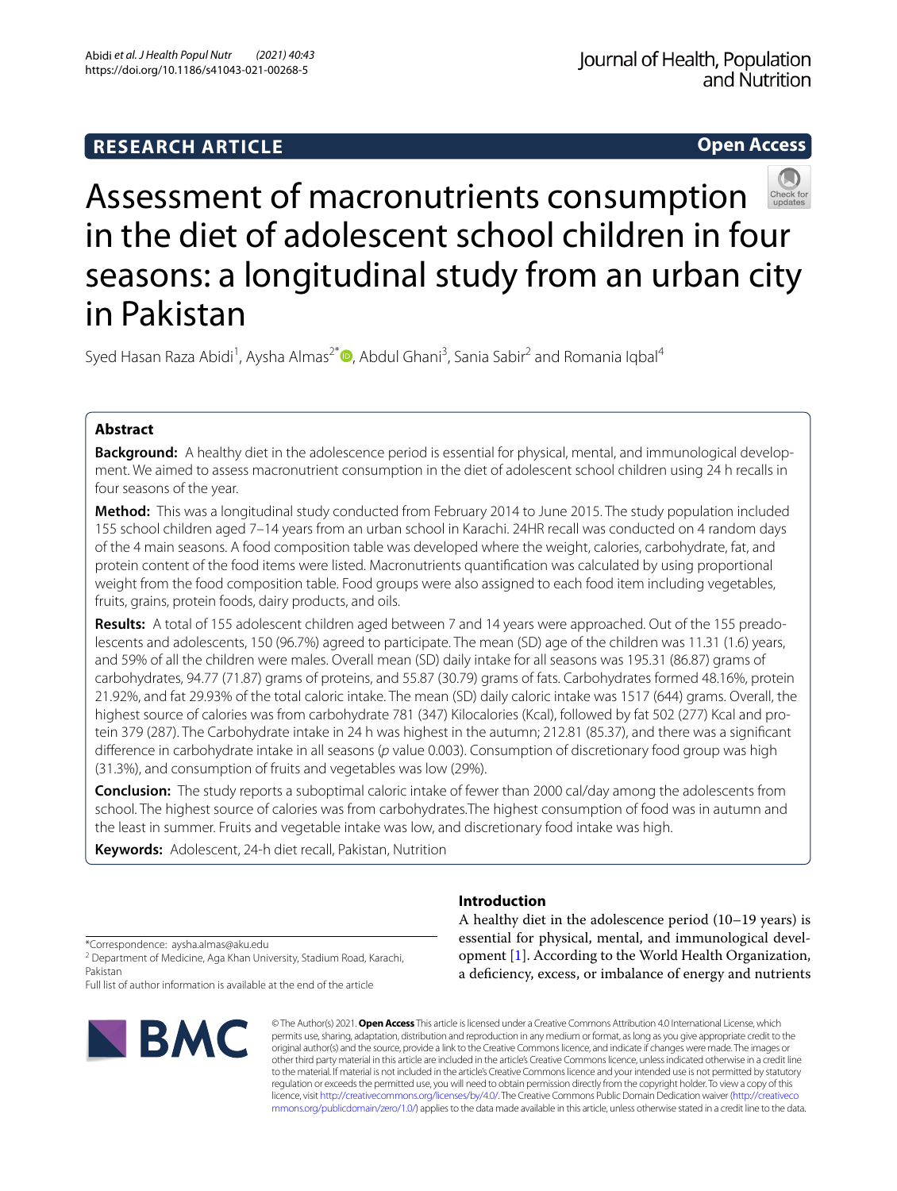# Assessment of macronutrients consumption in the diet of adolescent school children in four seasons: a longitudinal study from an urban city in Pakistan

Syed Hasan Raza Abidi[1], Aysha Almas[2*], Abdul Ghani[3], Sania Sabir[2] and Romania Iqbal[4]

## Abstract

**Background:** A healthy diet in the adolescence period is essential for physical, mental, and immunological development. We aimed to assess macronutrient consumption in the diet of adolescent school children using 24 h recalls in four seasons of the year.

**Method:** This was a longitudinal study conducted from February 2014 to June 2015. The study population included 155 school children aged 7–14 years from an urban school in Karachi. 24HR recall was conducted on 4 random days of the 4 main seasons. A food composition table was developed where the weight, calories, carbohydrate, fat, and protein content of the food items were listed. Macronutrients quantification was calculated by using proportional weight from the food composition table. Food groups were also assigned to each food item including vegetables, fruits, grains, protein foods, dairy products, and oils.

**Results:** A total of 155 adolescent children aged between 7 and 14 years were approached. Out of the 155 preadolescents and adolescents, 150 (96.7%) agreed to participate. The mean (SD) age of the children was 11.31 (1.6) years, and 59% of all the children were males. Overall mean (SD) daily intake for all seasons was 195.31 (86.87) grams of carbohydrates, 94.77 (71.87) grams of proteins, and 55.87 (30.79) grams of fats. Carbohydrates formed 48.16%, protein 21.92%, and fat 29.93% of the total caloric intake. The mean (SD) daily caloric intake was 1517 (644) grams. Overall, the highest source of calories was from carbohydrate 781 (347) Kilocalories (Kcal), followed by fat 502 (277) Kcal and protein 379 (287). The Carbohydrate intake in 24 h was highest in the autumn; 212.81 (85.37), and there was a significant difference in carbohydrate intake in all seasons (*p* value 0.003). Consumption of discretionary food group was high (31.3%), and consumption of fruits and vegetables was low (29%).

**Conclusion:** The study reports a suboptimal caloric intake of fewer than 2000 cal/day among the adolescents from school. The highest source of calories was from carbohydrates.The highest consumption of food was in autumn and the least in summer. Fruits and vegetable intake was low, and discretionary food intake was high.

**Keywords:** Adolescent, 24-h diet recall, Pakistan, Nutrition

## Introduction

A healthy diet in the adolescence period (10–19 years) is essential for physical, mental, and immunological development [1]. According to the World Health Organization, a deficiency, excess, or imbalance of energy and nutrients

*Correspondence: aysha.almas@aku.edu
[2] Department of Medicine, Aga Khan University, Stadium Road, Karachi, Pakistan
Full list of author information is available at the end of the article

© The Author(s) 2021. **Open Access** This article is licensed under a Creative Commons Attribution 4.0 International License, which permits use, sharing, adaptation, distribution and reproduction in any medium or format, as long as you give appropriate credit to the original author(s) and the source, provide a link to the Creative Commons licence, and indicate if changes were made. The images or other third party material in this article are included in the article's Creative Commons licence, unless indicated otherwise in a credit line to the material. If material is not included in the article's Creative Commons licence and your intended use is not permitted by statutory regulation or exceeds the permitted use, you will need to obtain permission directly from the copyright holder. To view a copy of this licence, visit http://creativecommons.org/licenses/by/4.0/. The Creative Commons Public Domain Dedication waiver (http://creativecommons.org/publicdomain/zero/1.0/) applies to the data made available in this article, unless otherwise stated in a credit line to the data.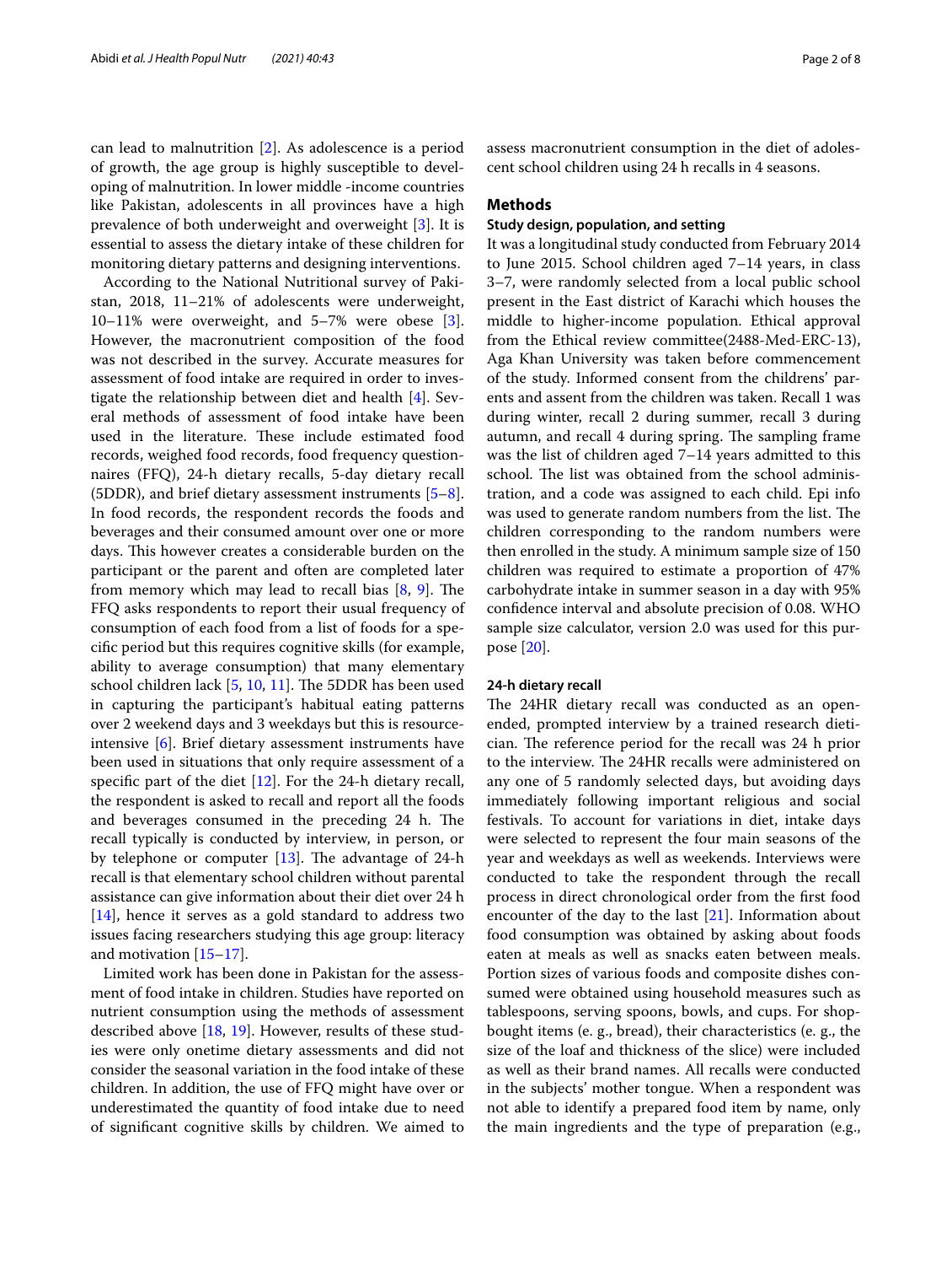can lead to malnutrition [2]. As adolescence is a period of growth, the age group is highly susceptible to developing of malnutrition. In lower middle -income countries like Pakistan, adolescents in all provinces have a high prevalence of both underweight and overweight [3]. It is essential to assess the dietary intake of these children for monitoring dietary patterns and designing interventions.

According to the National Nutritional survey of Pakistan, 2018, 11–21% of adolescents were underweight, 10–11% were overweight, and 5–7% were obese [3]. However, the macronutrient composition of the food was not described in the survey. Accurate measures for assessment of food intake are required in order to investigate the relationship between diet and health [4]. Several methods of assessment of food intake have been used in the literature. These include estimated food records, weighed food records, food frequency questionnaires (FFQ), 24-h dietary recalls, 5-day dietary recall (5DDR), and brief dietary assessment instruments [5–8]. In food records, the respondent records the foods and beverages and their consumed amount over one or more days. This however creates a considerable burden on the participant or the parent and often are completed later from memory which may lead to recall bias [8, 9]. The FFQ asks respondents to report their usual frequency of consumption of each food from a list of foods for a specific period but this requires cognitive skills (for example, ability to average consumption) that many elementary school children lack [5, 10, 11]. The 5DDR has been used in capturing the participant's habitual eating patterns over 2 weekend days and 3 weekdays but this is resource-intensive [6]. Brief dietary assessment instruments have been used in situations that only require assessment of a specific part of the diet [12]. For the 24-h dietary recall, the respondent is asked to recall and report all the foods and beverages consumed in the preceding 24 h. The recall typically is conducted by interview, in person, or by telephone or computer [13]. The advantage of 24-h recall is that elementary school children without parental assistance can give information about their diet over 24 h [14], hence it serves as a gold standard to address two issues facing researchers studying this age group: literacy and motivation [15–17].

Limited work has been done in Pakistan for the assessment of food intake in children. Studies have reported on nutrient consumption using the methods of assessment described above [18, 19]. However, results of these studies were only onetime dietary assessments and did not consider the seasonal variation in the food intake of these children. In addition, the use of FFQ might have over or underestimated the quantity of food intake due to need of significant cognitive skills by children. We aimed to assess macronutrient consumption in the diet of adolescent school children using 24 h recalls in 4 seasons.

## Methods

### Study design, population, and setting

It was a longitudinal study conducted from February 2014 to June 2015. School children aged 7–14 years, in class 3–7, were randomly selected from a local public school present in the East district of Karachi which houses the middle to higher-income population. Ethical approval from the Ethical review committee(2488-Med-ERC-13), Aga Khan University was taken before commencement of the study. Informed consent from the childrens' parents and assent from the children was taken. Recall 1 was during winter, recall 2 during summer, recall 3 during autumn, and recall 4 during spring. The sampling frame was the list of children aged 7–14 years admitted to this school. The list was obtained from the school administration, and a code was assigned to each child. Epi info was used to generate random numbers from the list. The children corresponding to the random numbers were then enrolled in the study. A minimum sample size of 150 children was required to estimate a proportion of 47% carbohydrate intake in summer season in a day with 95% confidence interval and absolute precision of 0.08. WHO sample size calculator, version 2.0 was used for this purpose [20].

### 24-h dietary recall

The 24HR dietary recall was conducted as an open-ended, prompted interview by a trained research dietician. The reference period for the recall was 24 h prior to the interview. The 24HR recalls were administered on any one of 5 randomly selected days, but avoiding days immediately following important religious and social festivals. To account for variations in diet, intake days were selected to represent the four main seasons of the year and weekdays as well as weekends. Interviews were conducted to take the respondent through the recall process in direct chronological order from the first food encounter of the day to the last [21]. Information about food consumption was obtained by asking about foods eaten at meals as well as snacks eaten between meals. Portion sizes of various foods and composite dishes consumed were obtained using household measures such as tablespoons, serving spoons, bowls, and cups. For shop-bought items (e. g., bread), their characteristics (e. g., the size of the loaf and thickness of the slice) were included as well as their brand names. All recalls were conducted in the subjects' mother tongue. When a respondent was not able to identify a prepared food item by name, only the main ingredients and the type of preparation (e.g.,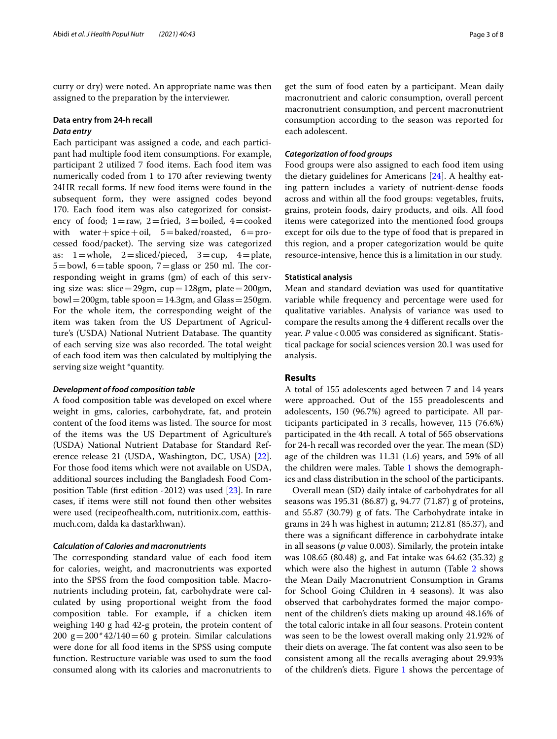curry or dry) were noted. An appropriate name was then assigned to the preparation by the interviewer.

### Data entry from 24-h recall

#### *Data entry*

Each participant was assigned a code, and each participant had multiple food item consumptions. For example, participant 2 utilized 7 food items. Each food item was numerically coded from 1 to 170 after reviewing twenty 24HR recall forms. If new food items were found in the subsequent form, they were assigned codes beyond 170. Each food item was also categorized for consistency of food; 1 = raw, 2 = fried, 3 = boiled, 4 = cooked with water + spice + oil, 5 = baked/roasted, 6 = processed food/packet). The serving size was categorized as: 1 = whole, 2 = sliced/pieced, 3 = cup, 4 = plate, 5 = bowl, 6 = table spoon, 7 = glass or 250 ml. The corresponding weight in grams (gm) of each of this serving size was: slice = 29gm, cup = 128gm, plate = 200gm, bowl = 200gm, table spoon = 14.3gm, and Glass = 250gm. For the whole item, the corresponding weight of the item was taken from the US Department of Agriculture's (USDA) National Nutrient Database. The quantity of each serving size was also recorded. The total weight of each food item was then calculated by multiplying the serving size weight *quantity.

#### *Development of food composition table*

A food composition table was developed on excel where weight in gms, calories, carbohydrate, fat, and protein content of the food items was listed. The source for most of the items was the US Department of Agriculture's (USDA) National Nutrient Database for Standard Reference release 21 (USDA, Washington, DC, USA) [22]. For those food items which were not available on USDA, additional sources including the Bangladesh Food Composition Table (first edition -2012) was used [23]. In rare cases, if items were still not found then other websites were used (recipeofhealth.com, nutritionix.com, eatthismuch.com, dalda ka dastarkhwan).

#### *Calculation of Calories and macronutrients*

The corresponding standard value of each food item for calories, weight, and macronutrients was exported into the SPSS from the food composition table. Macronutrients including protein, fat, carbohydrate were calculated by using proportional weight from the food composition table. For example, if a chicken item weighing 140 g had 42-g protein, the protein content of 200 g = 200 * 42/140 = 60 g protein. Similar calculations were done for all food items in the SPSS using compute function. Restructure variable was used to sum the food consumed along with its calories and macronutrients to get the sum of food eaten by a participant. Mean daily macronutrient and caloric consumption, overall percent macronutrient consumption, and percent macronutrient consumption according to the season was reported for each adolescent.

#### *Categorization of food groups*

Food groups were also assigned to each food item using the dietary guidelines for Americans [24]. A healthy eating pattern includes a variety of nutrient-dense foods across and within all the food groups: vegetables, fruits, grains, protein foods, dairy products, and oils. All food items were categorized into the mentioned food groups except for oils due to the type of food that is prepared in this region, and a proper categorization would be quite resource-intensive, hence this is a limitation in our study.

### Statistical analysis

Mean and standard deviation was used for quantitative variable while frequency and percentage were used for qualitative variables. Analysis of variance was used to compare the results among the 4 different recalls over the year. *P* value < 0.005 was considered as significant. Statistical package for social sciences version 20.1 was used for analysis.

## Results

A total of 155 adolescents aged between 7 and 14 years were approached. Out of the 155 preadolescents and adolescents, 150 (96.7%) agreed to participate. All participants participated in 3 recalls, however, 115 (76.6%) participated in the 4th recall. A total of 565 observations for 24-h recall was recorded over the year. The mean (SD) age of the children was 11.31 (1.6) years, and 59% of all the children were males. Table 1 shows the demographics and class distribution in the school of the participants.

Overall mean (SD) daily intake of carbohydrates for all seasons was 195.31 (86.87) g, 94.77 (71.87) g of proteins, and 55.87 (30.79) g of fats. The Carbohydrate intake in grams in 24 h was highest in autumn; 212.81 (85.37), and there was a significant difference in carbohydrate intake in all seasons (*p* value 0.003). Similarly, the protein intake was 108.65 (80.48) g, and Fat intake was 64.62 (35.32) g which were also the highest in autumn (Table 2 shows the Mean Daily Macronutrient Consumption in Grams for School Going Children in 4 seasons). It was also observed that carbohydrates formed the major component of the children's diets making up around 48.16% of the total caloric intake in all four seasons. Protein content was seen to be the lowest overall making only 21.92% of their diets on average. The fat content was also seen to be consistent among all the recalls averaging about 29.93% of the children's diets. Figure 1 shows the percentage of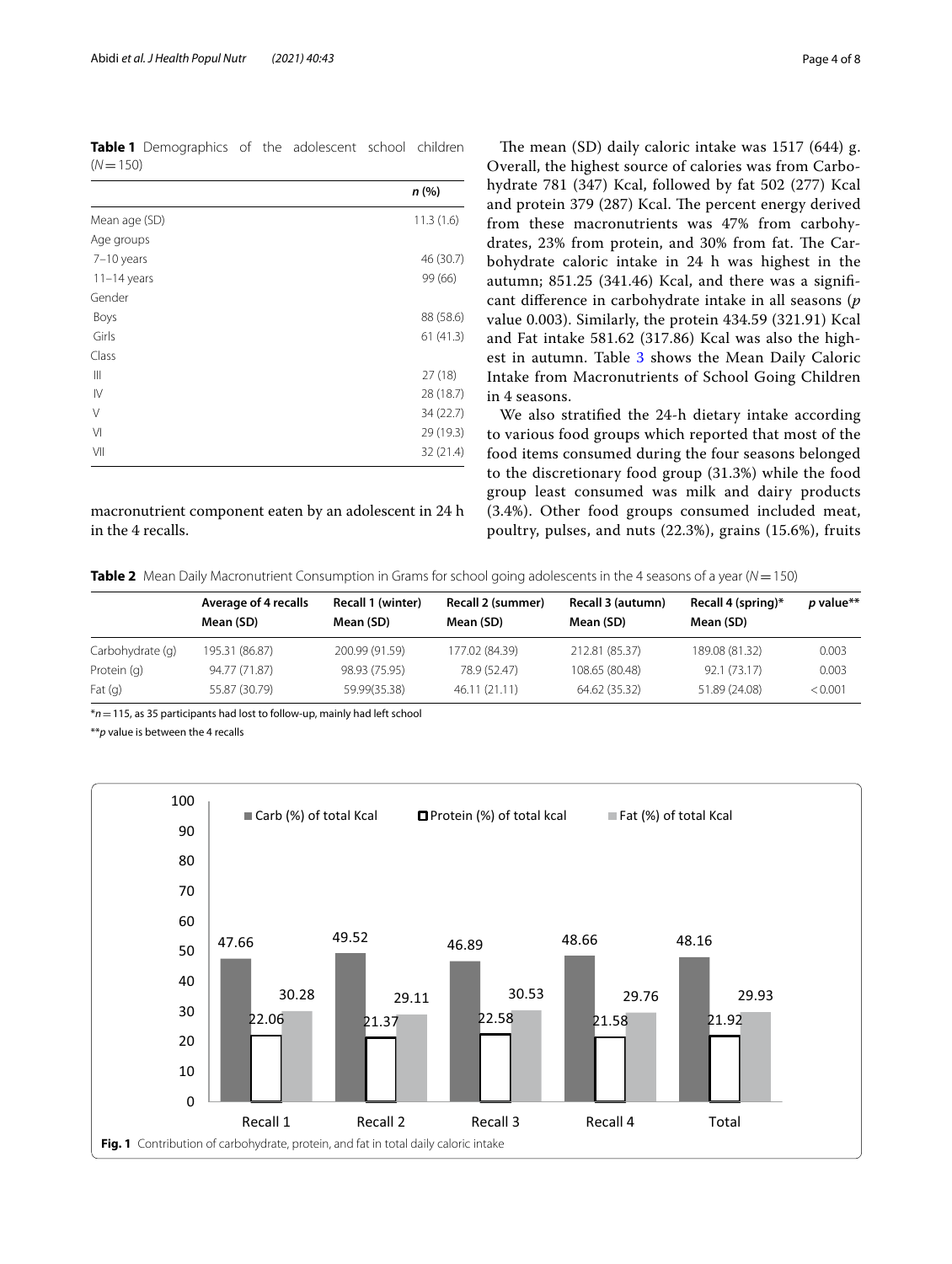**Table 1** Demographics of the adolescent school children (*N* = 150)

| | *n* (%) |
|---|---|
| Mean age (SD) | 11.3 (1.6) |
| Age groups | |
| 7–10 years | 46 (30.7) |
| 11–14 years | 99 (66) |
| Gender | |
| Boys | 88 (58.6) |
| Girls | 61 (41.3) |
| Class | |
| III | 27 (18) |
| IV | 28 (18.7) |
| V | 34 (22.7) |
| VI | 29 (19.3) |
| VII | 32 (21.4) |

macronutrient component eaten by an adolescent in 24 h in the 4 recalls.

The mean (SD) daily caloric intake was 1517 (644) g. Overall, the highest source of calories was from Carbohydrate 781 (347) Kcal, followed by fat 502 (277) Kcal and protein 379 (287) Kcal. The percent energy derived from these macronutrients was 47% from carbohydrates, 23% from protein, and 30% from fat. The Carbohydrate caloric intake in 24 h was highest in the autumn; 851.25 (341.46) Kcal, and there was a significant difference in carbohydrate intake in all seasons (*p* value 0.003). Similarly, the protein 434.59 (321.91) Kcal and Fat intake 581.62 (317.86) Kcal was also the highest in autumn. Table 3 shows the Mean Daily Caloric Intake from Macronutrients of School Going Children in 4 seasons.

We also stratified the 24-h dietary intake according to various food groups which reported that most of the food items consumed during the four seasons belonged to the discretionary food group (31.3%) while the food group least consumed was milk and dairy products (3.4%). Other food groups consumed included meat, poultry, pulses, and nuts (22.3%), grains (15.6%), fruits

**Table 2** Mean Daily Macronutrient Consumption in Grams for school going adolescents in the 4 seasons of a year (*N* = 150)

| | Average of 4 recalls Mean (SD) | Recall 1 (winter) Mean (SD) | Recall 2 (summer) Mean (SD) | Recall 3 (autumn) Mean (SD) | Recall 4 (spring)* Mean (SD) | *p* value** |
|---|---|---|---|---|---|---|
| Carbohydrate (g) | 195.31 (86.87) | 200.99 (91.59) | 177.02 (84.39) | 212.81 (85.37) | 189.08 (81.32) | 0.003 |
| Protein (g) | 94.77 (71.87) | 98.93 (75.95) | 78.9 (52.47) | 108.65 (80.48) | 92.1 (73.17) | 0.003 |
| Fat (g) | 55.87 (30.79) | 59.99(35.38) | 46.11 (21.11) | 64.62 (35.32) | 51.89 (24.08) | < 0.001 |

*n = 115, as 35 participants had lost to follow-up, mainly had left school

***p* value is between the 4 recalls

**Fig. 1** Contribution of carbohydrate, protein, and fat in total daily caloric intake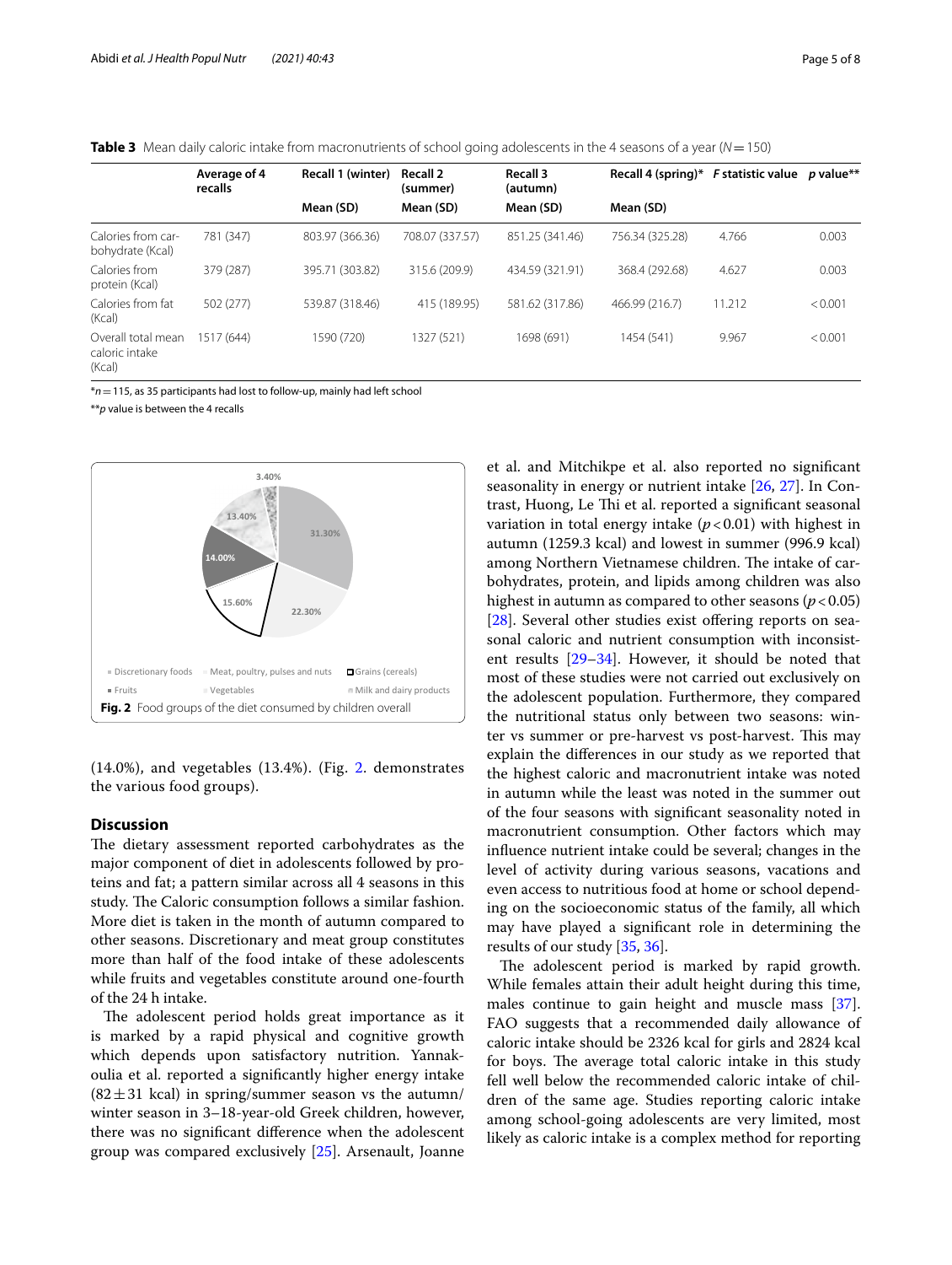**Table 3** Mean daily caloric intake from macronutrients of school going adolescents in the 4 seasons of a year ($N = 150$)

| | Average of 4 recalls | Recall 1 (winter) | Recall 2 (summer) | Recall 3 (autumn) | Recall 4 (spring)* | F statistic value | p value** |
|---|---|---|---|---|---|---|---|
| | | Mean (SD) | Mean (SD) | Mean (SD) | Mean (SD) | | |
| Calories from carbohydrate (Kcal) | 781 (347) | 803.97 (366.36) | 708.07 (337.57) | 851.25 (341.46) | 756.34 (325.28) | 4.766 | 0.003 |
| Calories from protein (Kcal) | 379 (287) | 395.71 (303.82) | 315.6 (209.9) | 434.59 (321.91) | 368.4 (292.68) | 4.627 | 0.003 |
| Calories from fat (Kcal) | 502 (277) | 539.87 (318.46) | 415 (189.95) | 581.62 (317.86) | 466.99 (216.7) | 11.212 | < 0.001 |
| Overall total mean caloric intake (Kcal) | 1517 (644) | 1590 (720) | 1327 (521) | 1698 (691) | 1454 (541) | 9.967 | < 0.001 |

*$n = 115$, as 35 participants had lost to follow-up, mainly had left school

**p value is between the 4 recalls

Fig. 2 Food groups of the diet consumed by children overall

(14.0%), and vegetables (13.4%). (Fig. 2. demonstrates the various food groups).

## Discussion

The dietary assessment reported carbohydrates as the major component of diet in adolescents followed by proteins and fat; a pattern similar across all 4 seasons in this study. The Caloric consumption follows a similar fashion. More diet is taken in the month of autumn compared to other seasons. Discretionary and meat group constitutes more than half of the food intake of these adolescents while fruits and vegetables constitute around one-fourth of the 24 h intake.

The adolescent period holds great importance as it is marked by a rapid physical and cognitive growth which depends upon satisfactory nutrition. Yannakoulia et al. reported a significantly higher energy intake ($82 \pm 31$ kcal) in spring/summer season vs the autumn/winter season in 3–18-year-old Greek children, however, there was no significant difference when the adolescent group was compared exclusively [25]. Arsenault, Joanne et al. and Mitchikpe et al. also reported no significant seasonality in energy or nutrient intake [26, 27]. In Contrast, Huong, Le Thi et al. reported a significant seasonal variation in total energy intake ($p < 0.01$) with highest in autumn (1259.3 kcal) and lowest in summer (996.9 kcal) among Northern Vietnamese children. The intake of carbohydrates, protein, and lipids among children was also highest in autumn as compared to other seasons ($p < 0.05$) [28]. Several other studies exist offering reports on seasonal caloric and nutrient consumption with inconsistent results [29–34]. However, it should be noted that most of these studies were not carried out exclusively on the adolescent population. Furthermore, they compared the nutritional status only between two seasons: winter vs summer or pre-harvest vs post-harvest. This may explain the differences in our study as we reported that the highest caloric and macronutrient intake was noted in autumn while the least was noted in the summer out of the four seasons with significant seasonality noted in macronutrient consumption. Other factors which may influence nutrient intake could be several; changes in the level of activity during various seasons, vacations and even access to nutritious food at home or school depending on the socioeconomic status of the family, all which may have played a significant role in determining the results of our study [35, 36].

The adolescent period is marked by rapid growth. While females attain their adult height during this time, males continue to gain height and muscle mass [37]. FAO suggests that a recommended daily allowance of caloric intake should be 2326 kcal for girls and 2824 kcal for boys. The average total caloric intake in this study fell well below the recommended caloric intake of children of the same age. Studies reporting caloric intake among school-going adolescents are very limited, most likely as caloric intake is a complex method for reporting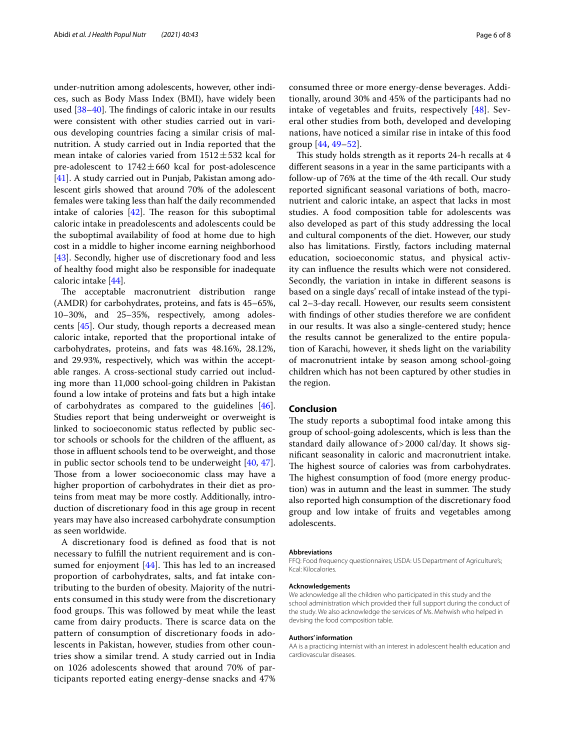under-nutrition among adolescents, however, other indices, such as Body Mass Index (BMI), have widely been used [38–40]. The findings of caloric intake in our results were consistent with other studies carried out in various developing countries facing a similar crisis of malnutrition. A study carried out in India reported that the mean intake of calories varied from 1512 ± 532 kcal for pre-adolescent to 1742 ± 660 kcal for post-adolescence [41]. A study carried out in Punjab, Pakistan among adolescent girls showed that around 70% of the adolescent females were taking less than half the daily recommended intake of calories [42]. The reason for this suboptimal caloric intake in preadolescents and adolescents could be the suboptimal availability of food at home due to high cost in a middle to higher income earning neighborhood [43]. Secondly, higher use of discretionary food and less of healthy food might also be responsible for inadequate caloric intake [44].

The acceptable macronutrient distribution range (AMDR) for carbohydrates, proteins, and fats is 45–65%, 10–30%, and 25–35%, respectively, among adolescents [45]. Our study, though reports a decreased mean caloric intake, reported that the proportional intake of carbohydrates, proteins, and fats was 48.16%, 28.12%, and 29.93%, respectively, which was within the acceptable ranges. A cross-sectional study carried out including more than 11,000 school-going children in Pakistan found a low intake of proteins and fats but a high intake of carbohydrates as compared to the guidelines [46]. Studies report that being underweight or overweight is linked to socioeconomic status reflected by public sector schools or schools for the children of the affluent, as those in affluent schools tend to be overweight, and those in public sector schools tend to be underweight [40, 47]. Those from a lower socioeconomic class may have a higher proportion of carbohydrates in their diet as proteins from meat may be more costly. Additionally, introduction of discretionary food in this age group in recent years may have also increased carbohydrate consumption as seen worldwide.

A discretionary food is defined as food that is not necessary to fulfill the nutrient requirement and is consumed for enjoyment [44]. This has led to an increased proportion of carbohydrates, salts, and fat intake contributing to the burden of obesity. Majority of the nutrients consumed in this study were from the discretionary food groups. This was followed by meat while the least came from dairy products. There is scarce data on the pattern of consumption of discretionary foods in adolescents in Pakistan, however, studies from other countries show a similar trend. A study carried out in India on 1026 adolescents showed that around 70% of participants reported eating energy-dense snacks and 47% consumed three or more energy-dense beverages. Additionally, around 30% and 45% of the participants had no intake of vegetables and fruits, respectively [48]. Several other studies from both, developed and developing nations, have noticed a similar rise in intake of this food group [44, 49–52].

This study holds strength as it reports 24-h recalls at 4 different seasons in a year in the same participants with a follow-up of 76% at the time of the 4th recall. Our study reported significant seasonal variations of both, macronutrient and caloric intake, an aspect that lacks in most studies. A food composition table for adolescents was also developed as part of this study addressing the local and cultural components of the diet. However, our study also has limitations. Firstly, factors including maternal education, socioeconomic status, and physical activity can influence the results which were not considered. Secondly, the variation in intake in different seasons is based on a single days' recall of intake instead of the typical 2–3-day recall. However, our results seem consistent with findings of other studies therefore we are confident in our results. It was also a single-centered study; hence the results cannot be generalized to the entire population of Karachi, however, it sheds light on the variability of macronutrient intake by season among school-going children which has not been captured by other studies in the region.

## Conclusion

The study reports a suboptimal food intake among this group of school-going adolescents, which is less than the standard daily allowance of > 2000 cal/day. It shows significant seasonality in caloric and macronutrient intake. The highest source of calories was from carbohydrates. The highest consumption of food (more energy production) was in autumn and the least in summer. The study also reported high consumption of the discretionary food group and low intake of fruits and vegetables among adolescents.

#### Abbreviations

FFQ: Food frequency questionnaires; USDA: US Department of Agriculture's; Kcal: Kilocalories.

#### Acknowledgements

We acknowledge all the children who participated in this study and the school administration which provided their full support during the conduct of the study. We also acknowledge the services of Ms. Mehwish who helped in devising the food composition table.

#### Authors' information

AA is a practicing internist with an interest in adolescent health education and cardiovascular diseases.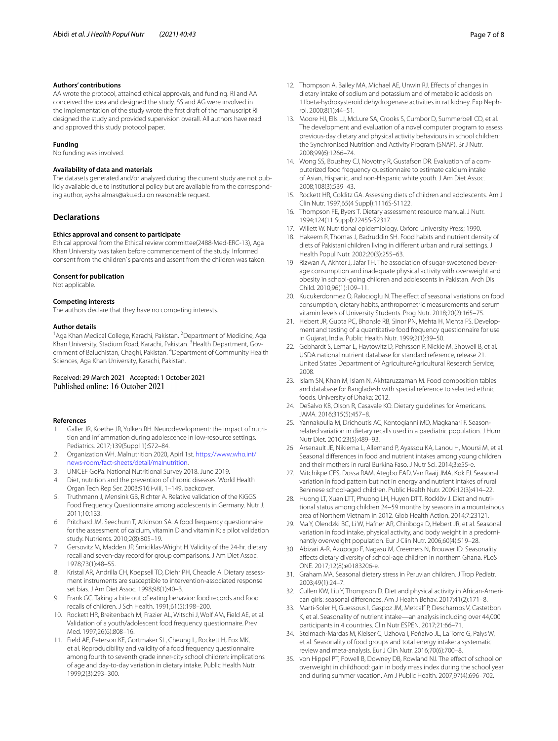#### Authors' contributions

AA wrote the protocol, attained ethical approvals, and funding. RI and AA conceived the idea and designed the study. SS and AG were involved in the implementation of the study wrote the first draft of the manuscript RI designed the study and provided supervision overall. All authors have read and approved this study protocol paper.

#### Funding

No funding was involved.

#### Availability of data and materials

The datasets generated and/or analyzed during the current study are not publicly available due to institutional policy but are available from the corresponding author, aysha.almas@aku.edu on reasonable request.

## Declarations

#### Ethics approval and consent to participate

Ethical approval from the Ethical review committee(2488-Med-ERC-13), Aga Khan University was taken before commencement of the study. Informed consent from the children`s parents and assent from the children was taken.

#### Consent for publication

Not applicable.

#### Competing interests

The authors declare that they have no competing interests.

#### Author details

[1]Aga Khan Medical College, Karachi, Pakistan. [2]Department of Medicine, Aga Khan University, Stadium Road, Karachi, Pakistan. [3]Health Department, Government of Baluchistan, Chaghi, Pakistan. [4]Department of Community Health Sciences, Aga Khan University, Karachi, Pakistan.

Received: 29 March 2021 Accepted: 1 October 2021
Published online: 16 October 2021

#### References

1. Galler JR, Koethe JR, Yolken RH. Neurodevelopment: the impact of nutrition and inflammation during adolescence in low-resource settings. Pediatrics. 2017;139(Suppl 1):S72–84.
2. Organization WH. Malnutrition 2020, Apirl 1st. https://www.who.int/news-room/fact-sheets/detail/malnutrition.
3. UNICEF GoPa. National Nutritional Survey 2018. June 2019.
4. Diet, nutrition and the prevention of chronic diseases. World Health Organ Tech Rep Ser. 2003;916:i-viii, 1–149, backcover.
5. Truthmann J, Mensink GB, Richter A. Relative validation of the KiGGS Food Frequency Questionnaire among adolescents in Germany. Nutr J. 2011;10:133.
6. Pritchard JM, Seechurn T, Atkinson SA. A food frequency questionnaire for the assessment of calcium, vitamin D and vitamin K: a pilot validation study. Nutrients. 2010;2(8):805–19.
7. Gersovitz M, Madden JP, Smiciklas-Wright H. Validity of the 24-hr. dietary recall and seven-day record for group comparisons. J Am Diet Assoc. 1978;73(1):48–55.
8. Kristal AR, Andrilla CH, Koepsell TD, Diehr PH, Cheadle A. Dietary assessment instruments are susceptible to intervention-associated response set bias. J Am Diet Assoc. 1998;98(1):40–3.
9. Frank GC. Taking a bite out of eating behavior: food records and food recalls of children. J Sch Health. 1991;61(5):198–200.
10. Rockett HR, Breitenbach M, Frazier AL, Witschi J, Wolf AM, Field AE, et al. Validation of a youth/adolescent food frequency questionnaire. Prev Med. 1997;26(6):808–16.
11. Field AE, Peterson KE, Gortmaker SL, Cheung L, Rockett H, Fox MK, et al. Reproducibility and validity of a food frequency questionnaire among fourth to seventh grade inner-city school children: implications of age and day-to-day variation in dietary intake. Public Health Nutr. 1999;2(3):293–300.
12. Thompson A, Bailey MA, Michael AE, Unwin RJ. Effects of changes in dietary intake of sodium and potassium and of metabolic acidosis on 11beta-hydroxysteroid dehydrogenase activities in rat kidney. Exp Nephrol. 2000;8(1):44–51.
13. Moore HJ, Ells LJ, McLure SA, Crooks S, Cumbor D, Summerbell CD, et al. The development and evaluation of a novel computer program to assess previous-day dietary and physical activity behaviours in school children: the Synchronised Nutrition and Activity Program (SNAP). Br J Nutr. 2008;99(6):1266–74.
14. Wong SS, Boushey CJ, Novotny R, Gustafson DR. Evaluation of a computerized food frequency questionnaire to estimate calcium intake of Asian, Hispanic, and non-Hispanic white youth. J Am Diet Assoc. 2008;108(3):539–43.
15. Rockett HR, Colditz GA. Assessing diets of children and adolescents. Am J Clin Nutr. 1997;65(4 Suppl):1116S-S1122.
16. Thompson FE, Byers T. Dietary assessment resource manual. J Nutr. 1994;124(11 Suppl):2245S-S2317.
17. Willett W. Nutritional epidemiology. Oxford University Press; 1990.
18. Hakeem R, Thomas J, Badruddin SH. Food habits and nutrient density of diets of Pakistani children living in different urban and rural settings. J Health Popul Nutr. 2002;20(3):255–63.
19. Rizwan A, Akhter J, Jafar TH. The association of sugar-sweetened beverage consumption and inadequate physical activity with overweight and obesity in school-going children and adolescents in Pakistan. Arch Dis Child. 2010;96(1):109–11.
20. Kucukerdonmez O, Rakıcıoglu N. The effect of seasonal variations on food consumption, dietary habits, anthropometric measurements and serum vitamin levels of University Students. Prog Nutr. 2018;20(2):165–75.
21. Hebert JR, Gupta PC, Bhonsle RB, Sinor PN, Mehta H, Mehta FS. Development and testing of a quantitative food frequency questionnaire for use in Gujarat, India. Public Health Nutr. 1999;2(1):39–50.
22. Gebhardt S, Lemar L, Haytowitz D, Pehrsson P, Nickle M, Showell B, et al. USDA national nutrient database for standard reference, release 21. United States Department of AgricultureAgricultural Research Service; 2008.
23. Islam SN, Khan M, Islam N, Akhtaruzzaman M. Food composition tables and database for Bangladesh with special reference to selected ethnic foods. University of Dhaka; 2012.
24. DeSalvo KB, Olson R, Casavale KO. Dietary guidelines for Americans. JAMA. 2016;315(5):457–8.
25. Yannakoulia M, Drichoutis AC, Kontogianni MD, Magkanari F. Season-related variation in dietary recalls used in a paediatric population. J Hum Nutr Diet. 2010;23(5):489–93.
26. Arsenault JE, Nikiema L, Allemand P, Ayassou KA, Lanou H, Moursi M, et al. Seasonal differences in food and nutrient intakes among young children and their mothers in rural Burkina Faso. J Nutr Sci. 2014;3:e55-e.
27. Mitchikpe CES, Dossa RAM, Ategbo EAD, Van Raaij JMA, Kok FJ. Seasonal variation in food pattern but not in energy and nutrient intakes of rural Beninese school-aged children. Public Health Nutr. 2009;12(3):414–22.
28. Huong LT, Xuan LTT, Phuong LH, Huyen DTT, Rocklöv J. Diet and nutritional status among children 24–59 months by seasons in a mountainous area of Northern Vietnam in 2012. Glob Health Action. 2014;7:23121.
29. Ma Y, Olendzki BC, Li W, Hafner AR, Chiriboga D, Hebert JR, et al. Seasonal variation in food intake, physical activity, and body weight in a predominantly overweight population. Eur J Clin Nutr. 2006;60(4):519–28.
30. Abizari A-R, Azupogo F, Nagasu M, Creemers N, Brouwer ID. Seasonality affects dietary diversity of school-age children in northern Ghana. PLoS ONE. 2017;12(8):e0183206-e.
31. Graham MA. Seasonal dietary stress in Peruvian children. J Trop Pediatr. 2003;49(1):24–7.
32. Cullen KW, Liu Y, Thompson D. Diet and physical activity in African-American girls: seasonal differences. Am J Health Behav. 2017;41(2):171–8.
33. Marti-Soler H, Guessous I, Gaspoz JM, Metcalf P, Deschamps V, Castetbon K, et al. Seasonality of nutrient intake—an analysis including over 44,000 participants in 4 countries. Clin Nutr ESPEN. 2017;21:66–71.
34. Stelmach-Mardas M, Kleiser C, Uzhova I, Peñalvo JL, La Torre G, Palys W, et al. Seasonality of food groups and total energy intake: a systematic review and meta-analysis. Eur J Clin Nutr. 2016;70(6):700–8.
35. von Hippel PT, Powell B, Downey DB, Rowland NJ. The effect of school on overweight in childhood: gain in body mass index during the school year and during summer vacation. Am J Public Health. 2007;97(4):696–702.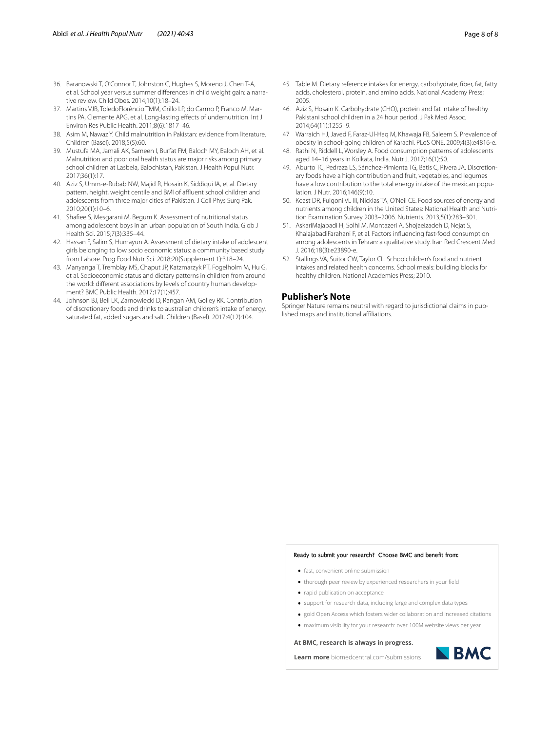36. Baranowski T, O'Connor T, Johnston C, Hughes S, Moreno J, Chen T-A, et al. School year versus summer differences in child weight gain: a narrative review. Child Obes. 2014;10(1):18–24.
37. Martins VJB, ToledoFlorêncio TMM, Grillo LP, do Carmo P, Franco M, Martins PA, Clemente APG, et al. Long-lasting effects of undernutrition. Int J Environ Res Public Health. 2011;8(6):1817–46.
38. Asim M, Nawaz Y. Child malnutrition in Pakistan: evidence from literature. Children (Basel). 2018;5(5):60.
39. Mustufa MA, Jamali AK, Sameen I, Burfat FM, Baloch MY, Baloch AH, et al. Malnutrition and poor oral health status are major risks among primary school children at Lasbela, Balochistan, Pakistan. J Health Popul Nutr. 2017;36(1):17.
40. Aziz S, Umm-e-Rubab NW, Majid R, Hosain K, Siddiqui IA, et al. Dietary pattern, height, weight centile and BMI of affluent school children and adolescents from three major cities of Pakistan. J Coll Phys Surg Pak. 2010;20(1):10–6.
41. Shafiee S, Mesgarani M, Begum K. Assessment of nutritional status among adolescent boys in an urban population of South India. Glob J Health Sci. 2015;7(3):335–44.
42. Hassan F, Salim S, Humayun A. Assessment of dietary intake of adolescent girls belonging to low socio economic status: a community based study from Lahore. Prog Food Nutr Sci. 2018;20(Supplement 1):318–24.
43. Manyanga T, Tremblay MS, Chaput JP, Katzmarzyk PT, Fogelholm M, Hu G, et al. Socioeconomic status and dietary patterns in children from around the world: different associations by levels of country human development? BMC Public Health. 2017;17(1):457.
44. Johnson BJ, Bell LK, Zarnowiecki D, Rangan AM, Golley RK. Contribution of discretionary foods and drinks to australian children's intake of energy, saturated fat, added sugars and salt. Children (Basel). 2017;4(12):104.
45. Table M. Dietary reference intakes for energy, carbohydrate, fiber, fat, fatty acids, cholesterol, protein, and amino acids. National Academy Press; 2005.
46. Aziz S, Hosain K. Carbohydrate (CHO), protein and fat intake of healthy Pakistani school children in a 24 hour period. J Pak Med Assoc. 2014;64(11):1255–9.
47. Warraich HJ, Javed F, Faraz-Ul-Haq M, Khawaja FB, Saleem S. Prevalence of obesity in school-going children of Karachi. PLoS ONE. 2009;4(3):e4816-e.
48. Rathi N, Riddell L, Worsley A. Food consumption patterns of adolescents aged 14–16 years in Kolkata, India. Nutr J. 2017;16(1):50.
49. Aburto TC, Pedraza LS, Sánchez-Pimienta TG, Batis C, Rivera JA. Discretionary foods have a high contribution and fruit, vegetables, and legumes have a low contribution to the total energy intake of the mexican population. J Nutr. 2016;146(9):10.
50. Keast DR, Fulgoni VL III, Nicklas TA, O'Neil CE. Food sources of energy and nutrients among children in the United States: National Health and Nutrition Examination Survey 2003–2006. Nutrients. 2013;5(1):283–301.
51. AskariMajabadi H, Solhi M, Montazeri A, Shojaeizadeh D, Nejat S, KhalajabadiFarahani F, et al. Factors influencing fast-food consumption among adolescents in Tehran: a qualitative study. Iran Red Crescent Med J. 2016;18(3):e23890-e.
52. Stallings VA, Suitor CW, Taylor CL. Schoolchildren's food and nutrient intakes and related health concerns. School meals: building blocks for healthy children. National Academies Press; 2010.

## Publisher's Note

Springer Nature remains neutral with regard to jurisdictional claims in published maps and institutional affiliations.

Ready to submit your research? Choose BMC and benefit from:

- fast, convenient online submission
- thorough peer review by experienced researchers in your field
- rapid publication on acceptance
- support for research data, including large and complex data types
- gold Open Access which fosters wider collaboration and increased citations
- maximum visibility for your research: over 100M website views per year

**At BMC, research is always in progress.**

**Learn more** biomedcentral.com/submissions

BMC